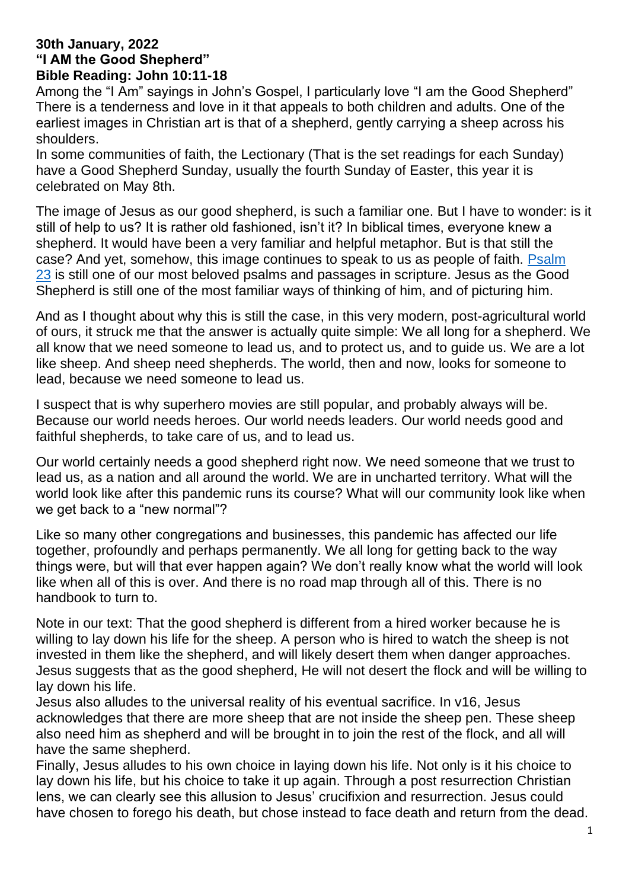**30th January, 2022**
**"I AM the Good Shepherd"**
**Bible Reading: John 10:11-18**

Among the "I Am" sayings in John's Gospel, I particularly love "I am the Good Shepherd" There is a tenderness and love in it that appeals to both children and adults. One of the earliest images in Christian art is that of a shepherd, gently carrying a sheep across his shoulders.
In some communities of faith, the Lectionary (That is the set readings for each Sunday) have a Good Shepherd Sunday, usually the fourth Sunday of Easter, this year it is celebrated on May 8th.

The image of Jesus as our good shepherd, is such a familiar one. But I have to wonder: is it still of help to us? It is rather old fashioned, isn't it? In biblical times, everyone knew a shepherd. It would have been a very familiar and helpful metaphor. But is that still the case? And yet, somehow, this image continues to speak to us as people of faith. Psalm 23 is still one of our most beloved psalms and passages in scripture. Jesus as the Good Shepherd is still one of the most familiar ways of thinking of him, and of picturing him.

And as I thought about why this is still the case, in this very modern, post-agricultural world of ours, it struck me that the answer is actually quite simple: We all long for a shepherd. We all know that we need someone to lead us, and to protect us, and to guide us. We are a lot like sheep. And sheep need shepherds. The world, then and now, looks for someone to lead, because we need someone to lead us.

I suspect that is why superhero movies are still popular, and probably always will be. Because our world needs heroes. Our world needs leaders. Our world needs good and faithful shepherds, to take care of us, and to lead us.

Our world certainly needs a good shepherd right now. We need someone that we trust to lead us, as a nation and all around the world. We are in uncharted territory. What will the world look like after this pandemic runs its course? What will our community look like when we get back to a "new normal"?

Like so many other congregations and businesses, this pandemic has affected our life together, profoundly and perhaps permanently. We all long for getting back to the way things were, but will that ever happen again? We don't really know what the world will look like when all of this is over. And there is no road map through all of this. There is no handbook to turn to.

Note in our text: That the good shepherd is different from a hired worker because he is willing to lay down his life for the sheep. A person who is hired to watch the sheep is not invested in them like the shepherd, and will likely desert them when danger approaches. Jesus suggests that as the good shepherd, He will not desert the flock and will be willing to lay down his life.
Jesus also alludes to the universal reality of his eventual sacrifice. In v16, Jesus acknowledges that there are more sheep that are not inside the sheep pen. These sheep also need him as shepherd and will be brought in to join the rest of the flock, and all will have the same shepherd.
Finally, Jesus alludes to his own choice in laying down his life. Not only is it his choice to lay down his life, but his choice to take it up again. Through a post resurrection Christian lens, we can clearly see this allusion to Jesus' crucifixion and resurrection. Jesus could have chosen to forego his death, but chose instead to face death and return from the dead.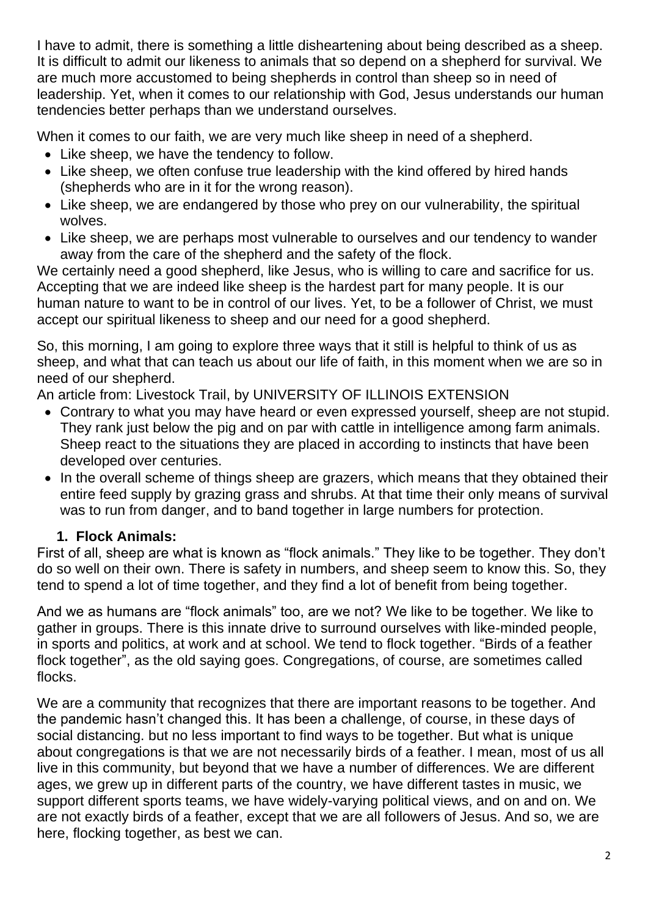I have to admit, there is something a little disheartening about being described as a sheep. It is difficult to admit our likeness to animals that so depend on a shepherd for survival. We are much more accustomed to being shepherds in control than sheep so in need of leadership. Yet, when it comes to our relationship with God, Jesus understands our human tendencies better perhaps than we understand ourselves.

When it comes to our faith, we are very much like sheep in need of a shepherd.

- Like sheep, we have the tendency to follow.
- Like sheep, we often confuse true leadership with the kind offered by hired hands (shepherds who are in it for the wrong reason).
- Like sheep, we are endangered by those who prey on our vulnerability, the spiritual wolves.
- Like sheep, we are perhaps most vulnerable to ourselves and our tendency to wander away from the care of the shepherd and the safety of the flock.

We certainly need a good shepherd, like Jesus, who is willing to care and sacrifice for us. Accepting that we are indeed like sheep is the hardest part for many people. It is our human nature to want to be in control of our lives. Yet, to be a follower of Christ, we must accept our spiritual likeness to sheep and our need for a good shepherd.

So, this morning, I am going to explore three ways that it still is helpful to think of us as sheep, and what that can teach us about our life of faith, in this moment when we are so in need of our shepherd.

An article from: Livestock Trail, by UNIVERSITY OF ILLINOIS EXTENSION

- Contrary to what you may have heard or even expressed yourself, sheep are not stupid. They rank just below the pig and on par with cattle in intelligence among farm animals. Sheep react to the situations they are placed in according to instincts that have been developed over centuries.
- In the overall scheme of things sheep are grazers, which means that they obtained their entire feed supply by grazing grass and shrubs. At that time their only means of survival was to run from danger, and to band together in large numbers for protection.

1. **Flock Animals:**

First of all, sheep are what is known as "flock animals." They like to be together. They don't do so well on their own. There is safety in numbers, and sheep seem to know this. So, they tend to spend a lot of time together, and they find a lot of benefit from being together.

And we as humans are "flock animals" too, are we not? We like to be together. We like to gather in groups. There is this innate drive to surround ourselves with like-minded people, in sports and politics, at work and at school. We tend to flock together. "Birds of a feather flock together", as the old saying goes. Congregations, of course, are sometimes called flocks.

We are a community that recognizes that there are important reasons to be together. And the pandemic hasn't changed this. It has been a challenge, of course, in these days of social distancing. but no less important to find ways to be together. But what is unique about congregations is that we are not necessarily birds of a feather. I mean, most of us all live in this community, but beyond that we have a number of differences. We are different ages, we grew up in different parts of the country, we have different tastes in music, we support different sports teams, we have widely-varying political views, and on and on. We are not exactly birds of a feather, except that we are all followers of Jesus. And so, we are here, flocking together, as best we can.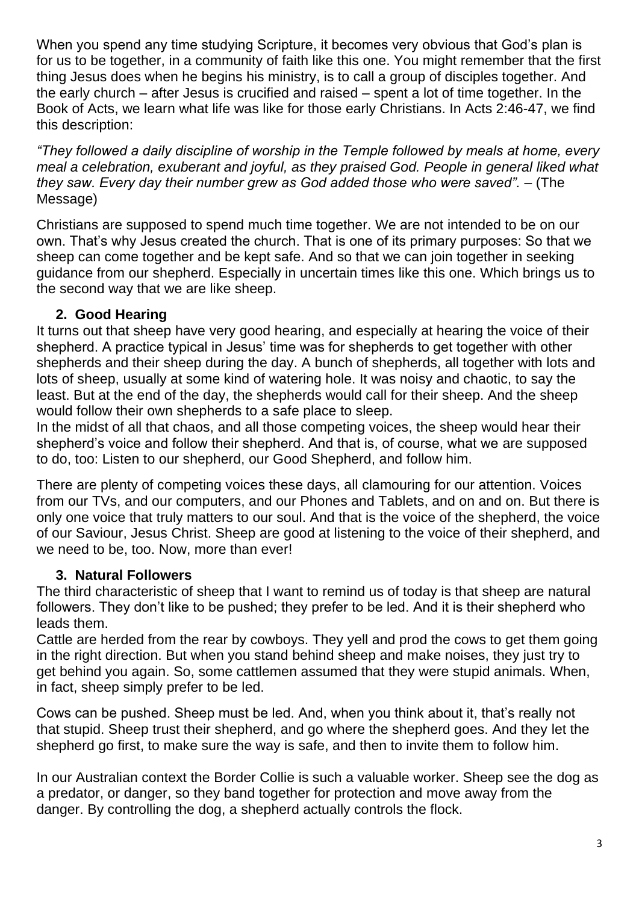When you spend any time studying Scripture, it becomes very obvious that God's plan is for us to be together, in a community of faith like this one. You might remember that the first thing Jesus does when he begins his ministry, is to call a group of disciples together. And the early church – after Jesus is crucified and raised – spent a lot of time together. In the Book of Acts, we learn what life was like for those early Christians. In Acts 2:46-47, we find this description:

*"They followed a daily discipline of worship in the Temple followed by meals at home, every meal a celebration, exuberant and joyful, as they praised God. People in general liked what they saw. Every day their number grew as God added those who were saved".* – (The Message)

Christians are supposed to spend much time together. We are not intended to be on our own. That's why Jesus created the church. That is one of its primary purposes: So that we sheep can come together and be kept safe. And so that we can join together in seeking guidance from our shepherd. Especially in uncertain times like this one. Which brings us to the second way that we are like sheep.

**2. Good Hearing**

It turns out that sheep have very good hearing, and especially at hearing the voice of their shepherd. A practice typical in Jesus' time was for shepherds to get together with other shepherds and their sheep during the day. A bunch of shepherds, all together with lots and lots of sheep, usually at some kind of watering hole. It was noisy and chaotic, to say the least. But at the end of the day, the shepherds would call for their sheep. And the sheep would follow their own shepherds to a safe place to sleep.

In the midst of all that chaos, and all those competing voices, the sheep would hear their shepherd's voice and follow their shepherd. And that is, of course, what we are supposed to do, too: Listen to our shepherd, our Good Shepherd, and follow him.

There are plenty of competing voices these days, all clamouring for our attention. Voices from our TVs, and our computers, and our Phones and Tablets, and on and on. But there is only one voice that truly matters to our soul. And that is the voice of the shepherd, the voice of our Saviour, Jesus Christ. Sheep are good at listening to the voice of their shepherd, and we need to be, too. Now, more than ever!

**3. Natural Followers**

The third characteristic of sheep that I want to remind us of today is that sheep are natural followers. They don't like to be pushed; they prefer to be led. And it is their shepherd who leads them.

Cattle are herded from the rear by cowboys. They yell and prod the cows to get them going in the right direction. But when you stand behind sheep and make noises, they just try to get behind you again. So, some cattlemen assumed that they were stupid animals. When, in fact, sheep simply prefer to be led.

Cows can be pushed. Sheep must be led. And, when you think about it, that's really not that stupid. Sheep trust their shepherd, and go where the shepherd goes. And they let the shepherd go first, to make sure the way is safe, and then to invite them to follow him.

In our Australian context the Border Collie is such a valuable worker. Sheep see the dog as a predator, or danger, so they band together for protection and move away from the danger. By controlling the dog, a shepherd actually controls the flock.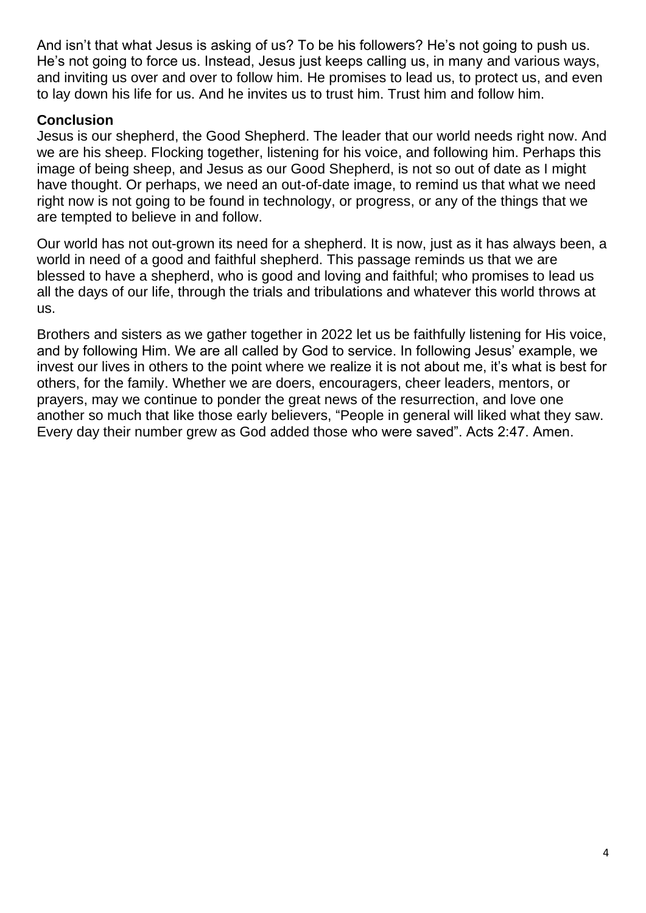And isn't that what Jesus is asking of us? To be his followers? He's not going to push us. He's not going to force us. Instead, Jesus just keeps calling us, in many and various ways, and inviting us over and over to follow him. He promises to lead us, to protect us, and even to lay down his life for us. And he invites us to trust him. Trust him and follow him.

**Conclusion**

Jesus is our shepherd, the Good Shepherd. The leader that our world needs right now. And we are his sheep. Flocking together, listening for his voice, and following him. Perhaps this image of being sheep, and Jesus as our Good Shepherd, is not so out of date as I might have thought. Or perhaps, we need an out-of-date image, to remind us that what we need right now is not going to be found in technology, or progress, or any of the things that we are tempted to believe in and follow.

Our world has not out-grown its need for a shepherd. It is now, just as it has always been, a world in need of a good and faithful shepherd. This passage reminds us that we are blessed to have a shepherd, who is good and loving and faithful; who promises to lead us all the days of our life, through the trials and tribulations and whatever this world throws at us.

Brothers and sisters as we gather together in 2022 let us be faithfully listening for His voice, and by following Him. We are all called by God to service. In following Jesus' example, we invest our lives in others to the point where we realize it is not about me, it's what is best for others, for the family. Whether we are doers, encouragers, cheer leaders, mentors, or prayers, may we continue to ponder the great news of the resurrection, and love one another so much that like those early believers, "People in general will liked what they saw. Every day their number grew as God added those who were saved". Acts 2:47. Amen.